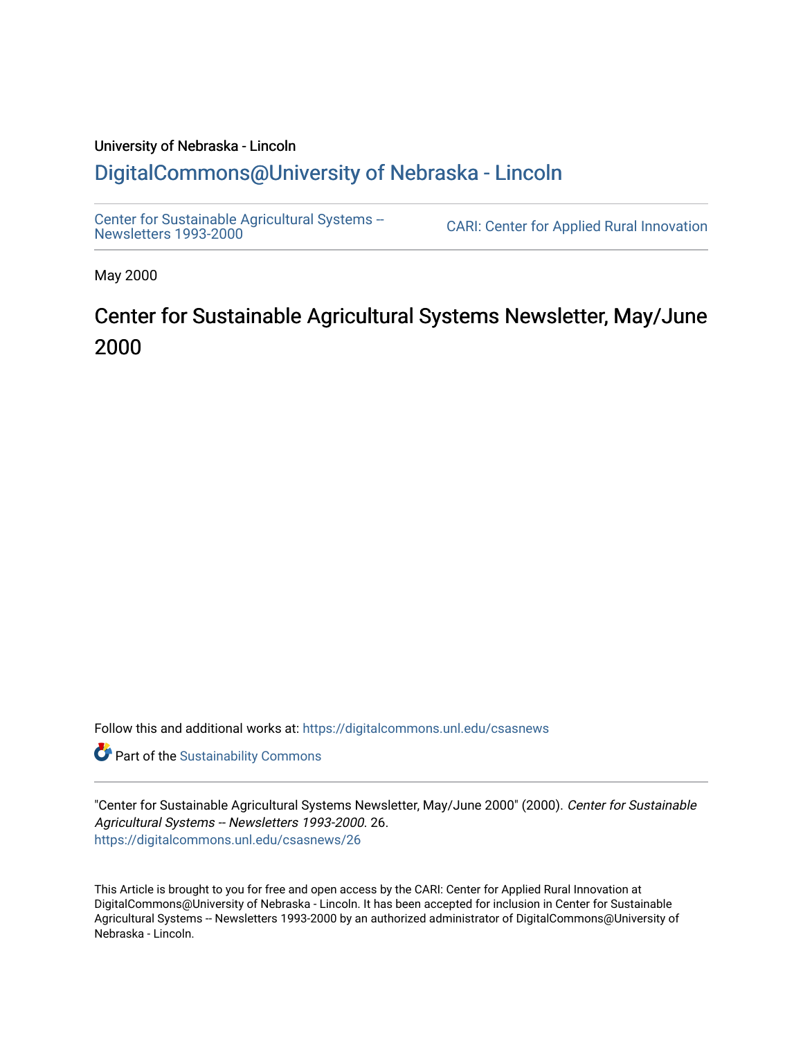University of Nebraska - Lincoln

## DigitalCommons@University of Nebraska - Lincoln

Center for Sustainable Agricultural Systems -- Newsletters 1993-2000

CARI: Center for Applied Rural Innovation

May 2000

# Center for Sustainable Agricultural Systems Newsletter, May/June 2000

Follow this and additional works at: https://digitalcommons.unl.edu/csasnews

Part of the Sustainability Commons

"Center for Sustainable Agricultural Systems Newsletter, May/June 2000" (2000). *Center for Sustainable Agricultural Systems -- Newsletters 1993-2000*. 26.
https://digitalcommons.unl.edu/csasnews/26

This Article is brought to you for free and open access by the CARI: Center for Applied Rural Innovation at DigitalCommons@University of Nebraska - Lincoln. It has been accepted for inclusion in Center for Sustainable Agricultural Systems -- Newsletters 1993-2000 by an authorized administrator of DigitalCommons@University of Nebraska - Lincoln.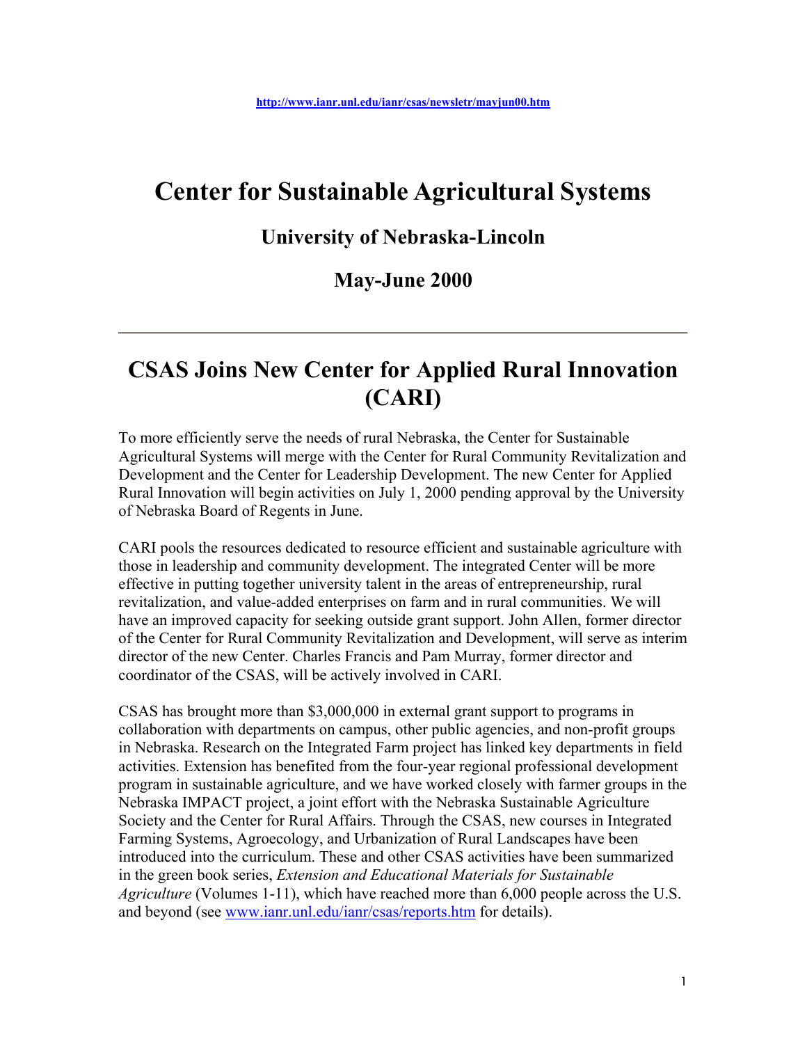http://www.ianr.unl.edu/ianr/csas/newsletr/mayjun00.htm

# Center for Sustainable Agricultural Systems

## University of Nebraska-Lincoln

## May-June 2000

---

# CSAS Joins New Center for Applied Rural Innovation (CARI)

To more efficiently serve the needs of rural Nebraska, the Center for Sustainable Agricultural Systems will merge with the Center for Rural Community Revitalization and Development and the Center for Leadership Development. The new Center for Applied Rural Innovation will begin activities on July 1, 2000 pending approval by the University of Nebraska Board of Regents in June.

CARI pools the resources dedicated to resource efficient and sustainable agriculture with those in leadership and community development. The integrated Center will be more effective in putting together university talent in the areas of entrepreneurship, rural revitalization, and value-added enterprises on farm and in rural communities. We will have an improved capacity for seeking outside grant support. John Allen, former director of the Center for Rural Community Revitalization and Development, will serve as interim director of the new Center. Charles Francis and Pam Murray, former director and coordinator of the CSAS, will be actively involved in CARI.

CSAS has brought more than $3,000,000 in external grant support to programs in collaboration with departments on campus, other public agencies, and non-profit groups in Nebraska. Research on the Integrated Farm project has linked key departments in field activities. Extension has benefited from the four-year regional professional development program in sustainable agriculture, and we have worked closely with farmer groups in the Nebraska IMPACT project, a joint effort with the Nebraska Sustainable Agriculture Society and the Center for Rural Affairs. Through the CSAS, new courses in Integrated Farming Systems, Agroecology, and Urbanization of Rural Landscapes have been introduced into the curriculum. These and other CSAS activities have been summarized in the green book series, *Extension and Educational Materials for Sustainable Agriculture* (Volumes 1-11), which have reached more than 6,000 people across the U.S. and beyond (see www.ianr.unl.edu/ianr/csas/reports.htm for details).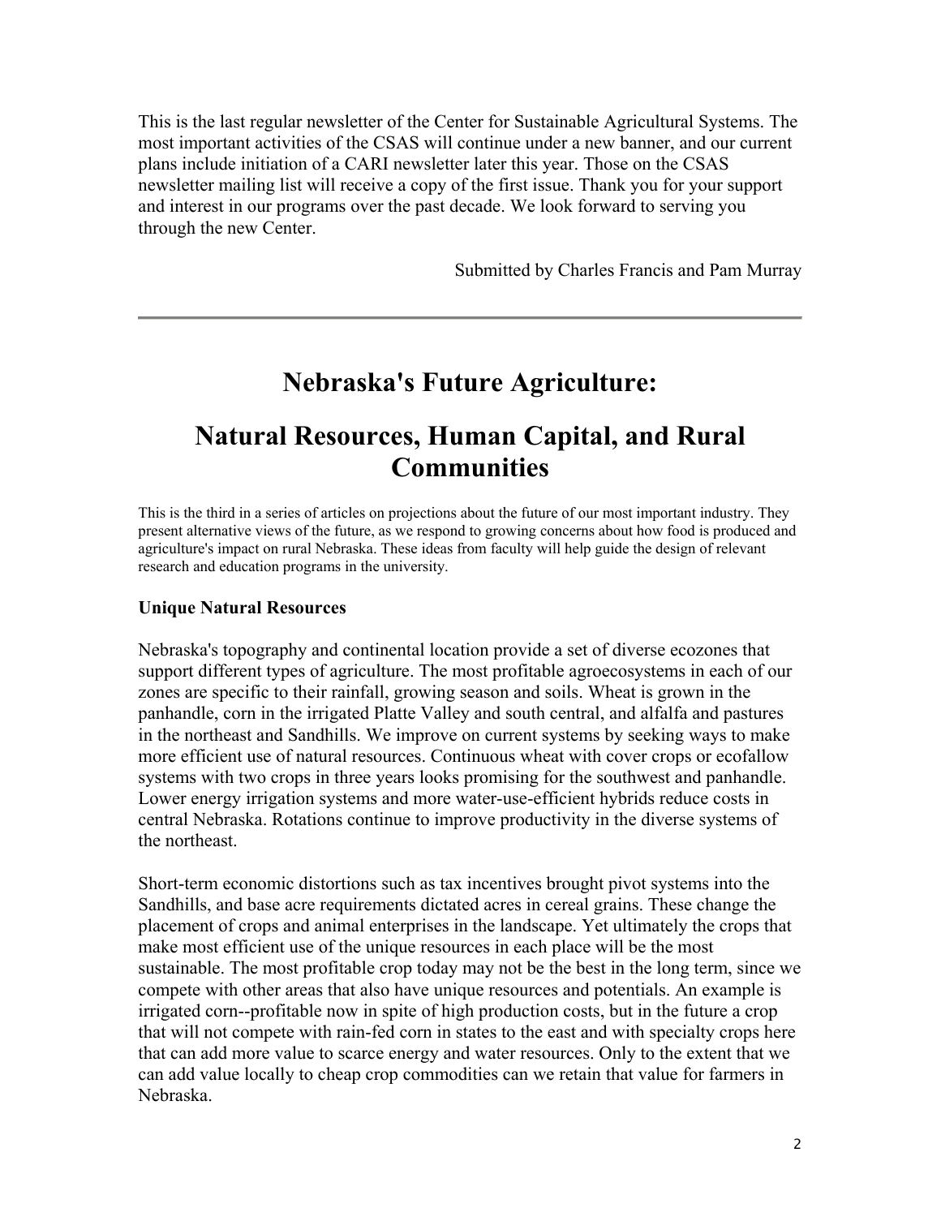This is the last regular newsletter of the Center for Sustainable Agricultural Systems. The most important activities of the CSAS will continue under a new banner, and our current plans include initiation of a CARI newsletter later this year. Those on the CSAS newsletter mailing list will receive a copy of the first issue. Thank you for your support and interest in our programs over the past decade. We look forward to serving you through the new Center.

Submitted by Charles Francis and Pam Murray

---

# Nebraska's Future Agriculture:

# Natural Resources, Human Capital, and Rural Communities

This is the third in a series of articles on projections about the future of our most important industry. They present alternative views of the future, as we respond to growing concerns about how food is produced and agriculture's impact on rural Nebraska. These ideas from faculty will help guide the design of relevant research and education programs in the university.

**Unique Natural Resources**

Nebraska's topography and continental location provide a set of diverse ecozones that support different types of agriculture. The most profitable agroecosystems in each of our zones are specific to their rainfall, growing season and soils. Wheat is grown in the panhandle, corn in the irrigated Platte Valley and south central, and alfalfa and pastures in the northeast and Sandhills. We improve on current systems by seeking ways to make more efficient use of natural resources. Continuous wheat with cover crops or ecofallow systems with two crops in three years looks promising for the southwest and panhandle. Lower energy irrigation systems and more water-use-efficient hybrids reduce costs in central Nebraska. Rotations continue to improve productivity in the diverse systems of the northeast.

Short-term economic distortions such as tax incentives brought pivot systems into the Sandhills, and base acre requirements dictated acres in cereal grains. These change the placement of crops and animal enterprises in the landscape. Yet ultimately the crops that make most efficient use of the unique resources in each place will be the most sustainable. The most profitable crop today may not be the best in the long term, since we compete with other areas that also have unique resources and potentials. An example is irrigated corn--profitable now in spite of high production costs, but in the future a crop that will not compete with rain-fed corn in states to the east and with specialty crops here that can add more value to scarce energy and water resources. Only to the extent that we can add value locally to cheap crop commodities can we retain that value for farmers in Nebraska.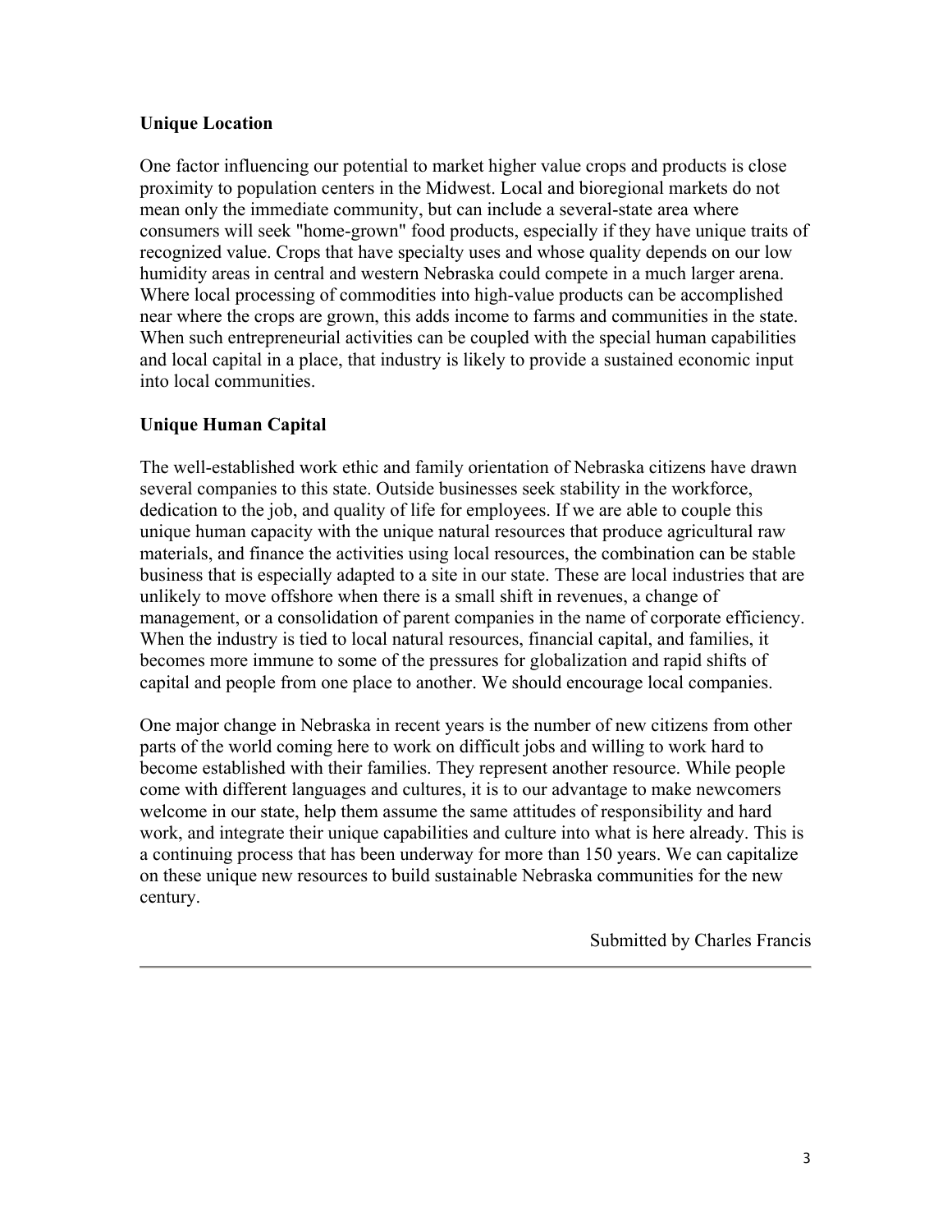**Unique Location**

One factor influencing our potential to market higher value crops and products is close proximity to population centers in the Midwest. Local and bioregional markets do not mean only the immediate community, but can include a several-state area where consumers will seek "home-grown" food products, especially if they have unique traits of recognized value. Crops that have specialty uses and whose quality depends on our low humidity areas in central and western Nebraska could compete in a much larger arena. Where local processing of commodities into high-value products can be accomplished near where the crops are grown, this adds income to farms and communities in the state. When such entrepreneurial activities can be coupled with the special human capabilities and local capital in a place, that industry is likely to provide a sustained economic input into local communities.

**Unique Human Capital**

The well-established work ethic and family orientation of Nebraska citizens have drawn several companies to this state. Outside businesses seek stability in the workforce, dedication to the job, and quality of life for employees. If we are able to couple this unique human capacity with the unique natural resources that produce agricultural raw materials, and finance the activities using local resources, the combination can be stable business that is especially adapted to a site in our state. These are local industries that are unlikely to move offshore when there is a small shift in revenues, a change of management, or a consolidation of parent companies in the name of corporate efficiency. When the industry is tied to local natural resources, financial capital, and families, it becomes more immune to some of the pressures for globalization and rapid shifts of capital and people from one place to another. We should encourage local companies.

One major change in Nebraska in recent years is the number of new citizens from other parts of the world coming here to work on difficult jobs and willing to work hard to become established with their families. They represent another resource. While people come with different languages and cultures, it is to our advantage to make newcomers welcome in our state, help them assume the same attitudes of responsibility and hard work, and integrate their unique capabilities and culture into what is here already. This is a continuing process that has been underway for more than 150 years. We can capitalize on these unique new resources to build sustainable Nebraska communities for the new century.

Submitted by Charles Francis

---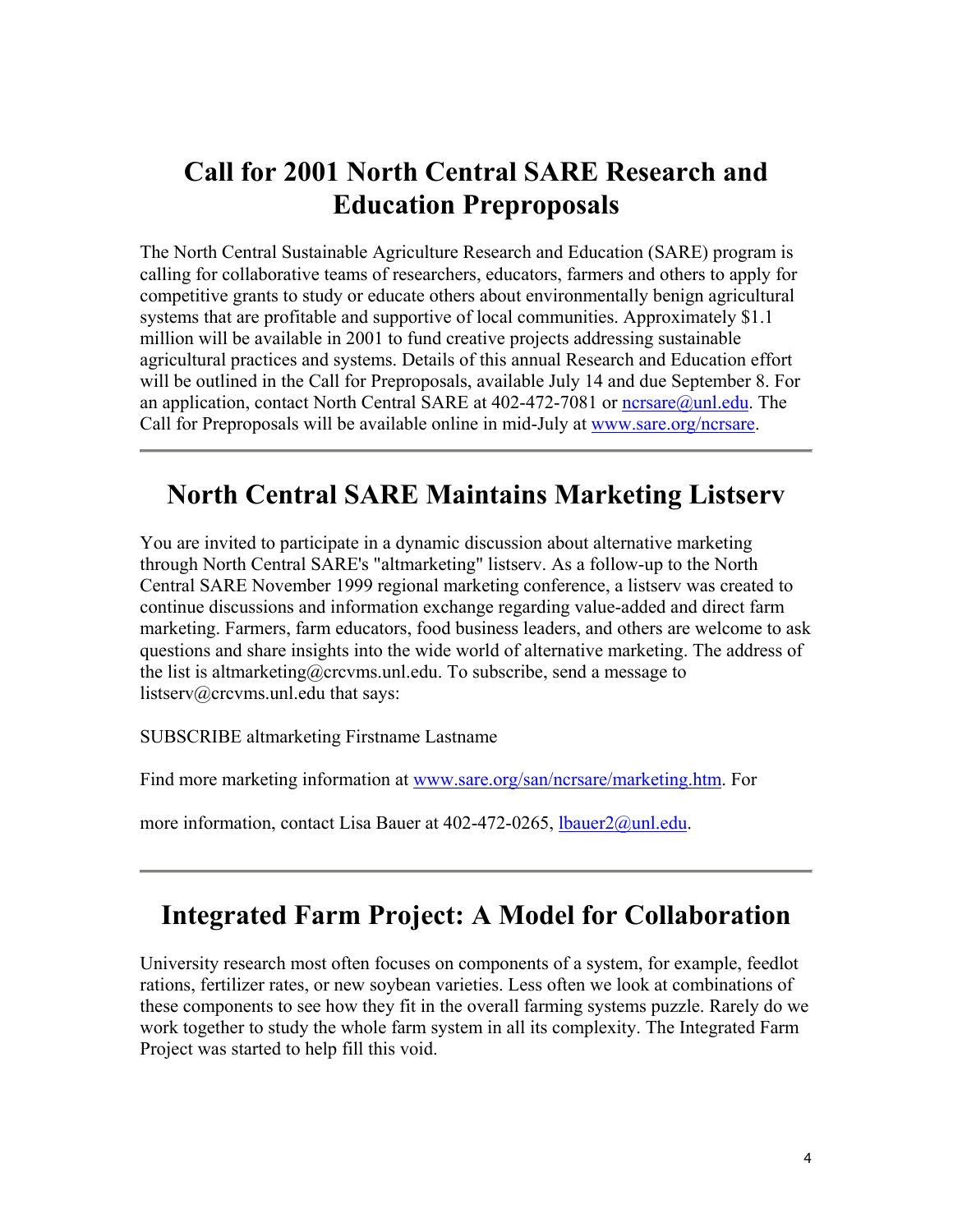## Call for 2001 North Central SARE Research and Education Preproposals

The North Central Sustainable Agriculture Research and Education (SARE) program is calling for collaborative teams of researchers, educators, farmers and others to apply for competitive grants to study or educate others about environmentally benign agricultural systems that are profitable and supportive of local communities. Approximately $1.1 million will be available in 2001 to fund creative projects addressing sustainable agricultural practices and systems. Details of this annual Research and Education effort will be outlined in the Call for Preproposals, available July 14 and due September 8. For an application, contact North Central SARE at 402-472-7081 or ncrsare@unl.edu. The Call for Preproposals will be available online in mid-July at www.sare.org/ncrsare.

---

## North Central SARE Maintains Marketing Listserv

You are invited to participate in a dynamic discussion about alternative marketing through North Central SARE's "altmarketing" listserv. As a follow-up to the North Central SARE November 1999 regional marketing conference, a listserv was created to continue discussions and information exchange regarding value-added and direct farm marketing. Farmers, farm educators, food business leaders, and others are welcome to ask questions and share insights into the wide world of alternative marketing. The address of the list is altmarketing@crcvms.unl.edu. To subscribe, send a message to listserv@crcvms.unl.edu that says:

SUBSCRIBE altmarketing Firstname Lastname

Find more marketing information at www.sare.org/san/ncrsare/marketing.htm. For

more information, contact Lisa Bauer at 402-472-0265, lbauer2@unl.edu.

---

## Integrated Farm Project: A Model for Collaboration

University research most often focuses on components of a system, for example, feedlot rations, fertilizer rates, or new soybean varieties. Less often we look at combinations of these components to see how they fit in the overall farming systems puzzle. Rarely do we work together to study the whole farm system in all its complexity. The Integrated Farm Project was started to help fill this void.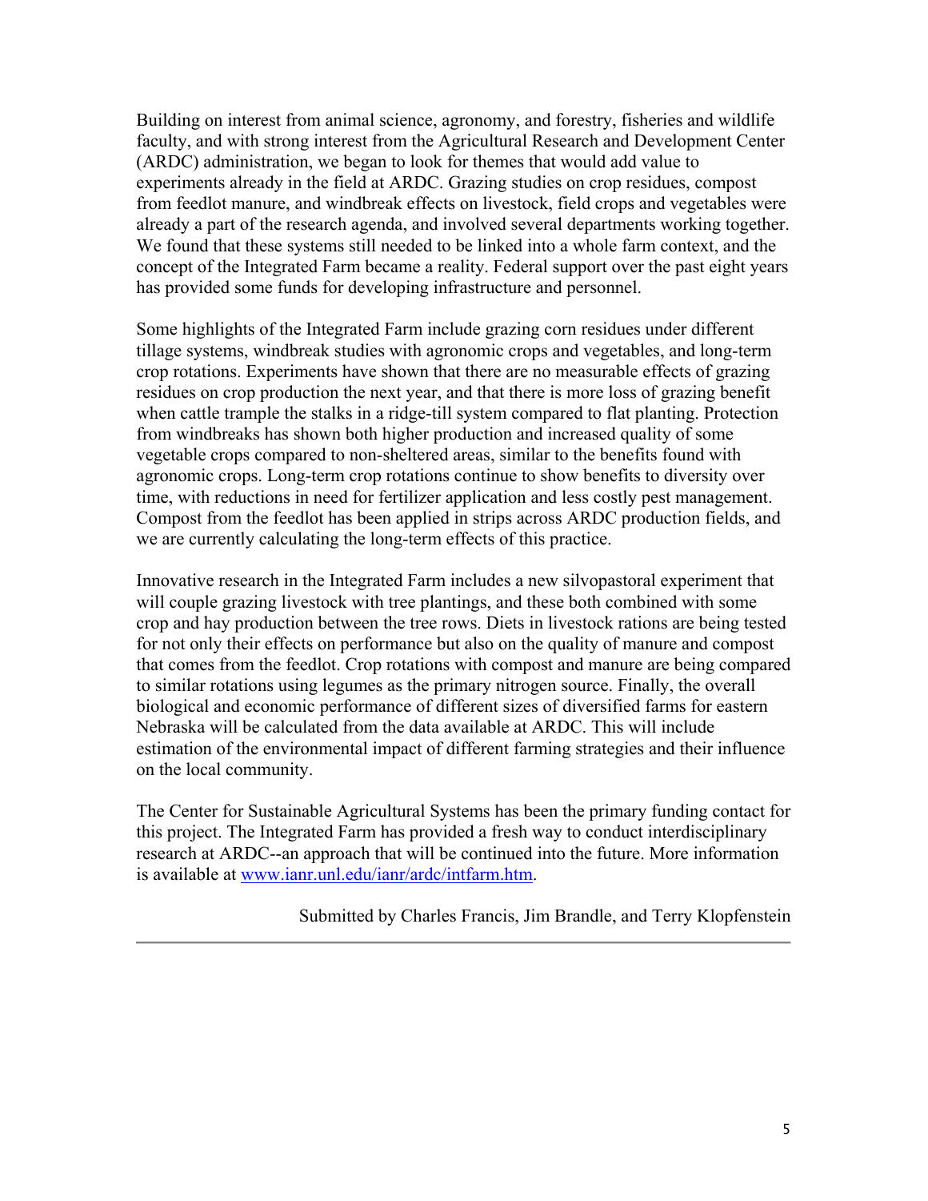Building on interest from animal science, agronomy, and forestry, fisheries and wildlife faculty, and with strong interest from the Agricultural Research and Development Center (ARDC) administration, we began to look for themes that would add value to experiments already in the field at ARDC. Grazing studies on crop residues, compost from feedlot manure, and windbreak effects on livestock, field crops and vegetables were already a part of the research agenda, and involved several departments working together. We found that these systems still needed to be linked into a whole farm context, and the concept of the Integrated Farm became a reality. Federal support over the past eight years has provided some funds for developing infrastructure and personnel.

Some highlights of the Integrated Farm include grazing corn residues under different tillage systems, windbreak studies with agronomic crops and vegetables, and long-term crop rotations. Experiments have shown that there are no measurable effects of grazing residues on crop production the next year, and that there is more loss of grazing benefit when cattle trample the stalks in a ridge-till system compared to flat planting. Protection from windbreaks has shown both higher production and increased quality of some vegetable crops compared to non-sheltered areas, similar to the benefits found with agronomic crops. Long-term crop rotations continue to show benefits to diversity over time, with reductions in need for fertilizer application and less costly pest management. Compost from the feedlot has been applied in strips across ARDC production fields, and we are currently calculating the long-term effects of this practice.

Innovative research in the Integrated Farm includes a new silvopastoral experiment that will couple grazing livestock with tree plantings, and these both combined with some crop and hay production between the tree rows. Diets in livestock rations are being tested for not only their effects on performance but also on the quality of manure and compost that comes from the feedlot. Crop rotations with compost and manure are being compared to similar rotations using legumes as the primary nitrogen source. Finally, the overall biological and economic performance of different sizes of diversified farms for eastern Nebraska will be calculated from the data available at ARDC. This will include estimation of the environmental impact of different farming strategies and their influence on the local community.

The Center for Sustainable Agricultural Systems has been the primary funding contact for this project. The Integrated Farm has provided a fresh way to conduct interdisciplinary research at ARDC--an approach that will be continued into the future. More information is available at [www.ianr.unl.edu/ianr/ardc/intfarm.htm](www.ianr.unl.edu/ianr/ardc/intfarm.htm).

Submitted by Charles Francis, Jim Brandle, and Terry Klopfenstein

---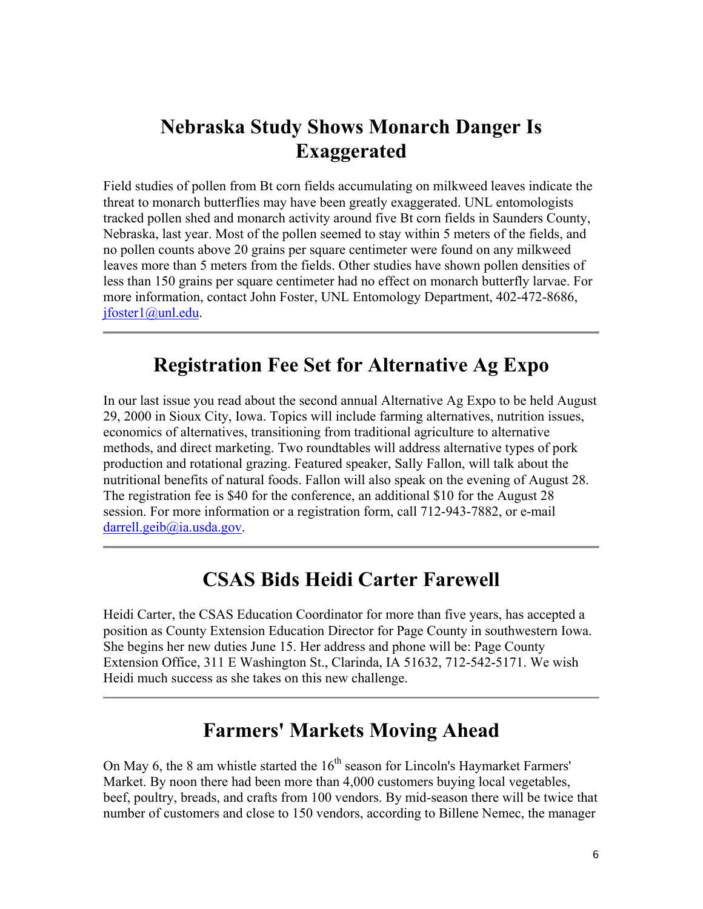## Nebraska Study Shows Monarch Danger Is Exaggerated

Field studies of pollen from Bt corn fields accumulating on milkweed leaves indicate the threat to monarch butterflies may have been greatly exaggerated. UNL entomologists tracked pollen shed and monarch activity around five Bt corn fields in Saunders County, Nebraska, last year. Most of the pollen seemed to stay within 5 meters of the fields, and no pollen counts above 20 grains per square centimeter were found on any milkweed leaves more than 5 meters from the fields. Other studies have shown pollen densities of less than 150 grains per square centimeter had no effect on monarch butterfly larvae. For more information, contact John Foster, UNL Entomology Department, 402-472-8686, jfoster1@unl.edu.

---

## Registration Fee Set for Alternative Ag Expo

In our last issue you read about the second annual Alternative Ag Expo to be held August 29, 2000 in Sioux City, Iowa. Topics will include farming alternatives, nutrition issues, economics of alternatives, transitioning from traditional agriculture to alternative methods, and direct marketing. Two roundtables will address alternative types of pork production and rotational grazing. Featured speaker, Sally Fallon, will talk about the nutritional benefits of natural foods. Fallon will also speak on the evening of August 28. The registration fee is $40 for the conference, an additional $10 for the August 28 session. For more information or a registration form, call 712-943-7882, or e-mail darrell.geib@ia.usda.gov.

---

## CSAS Bids Heidi Carter Farewell

Heidi Carter, the CSAS Education Coordinator for more than five years, has accepted a position as County Extension Education Director for Page County in southwestern Iowa. She begins her new duties June 15. Her address and phone will be: Page County Extension Office, 311 E Washington St., Clarinda, IA 51632, 712-542-5171. We wish Heidi much success as she takes on this new challenge.

---

## Farmers' Markets Moving Ahead

On May 6, the 8 am whistle started the 16th season for Lincoln's Haymarket Farmers' Market. By noon there had been more than 4,000 customers buying local vegetables, beef, poultry, breads, and crafts from 100 vendors. By mid-season there will be twice that number of customers and close to 150 vendors, according to Billene Nemec, the manager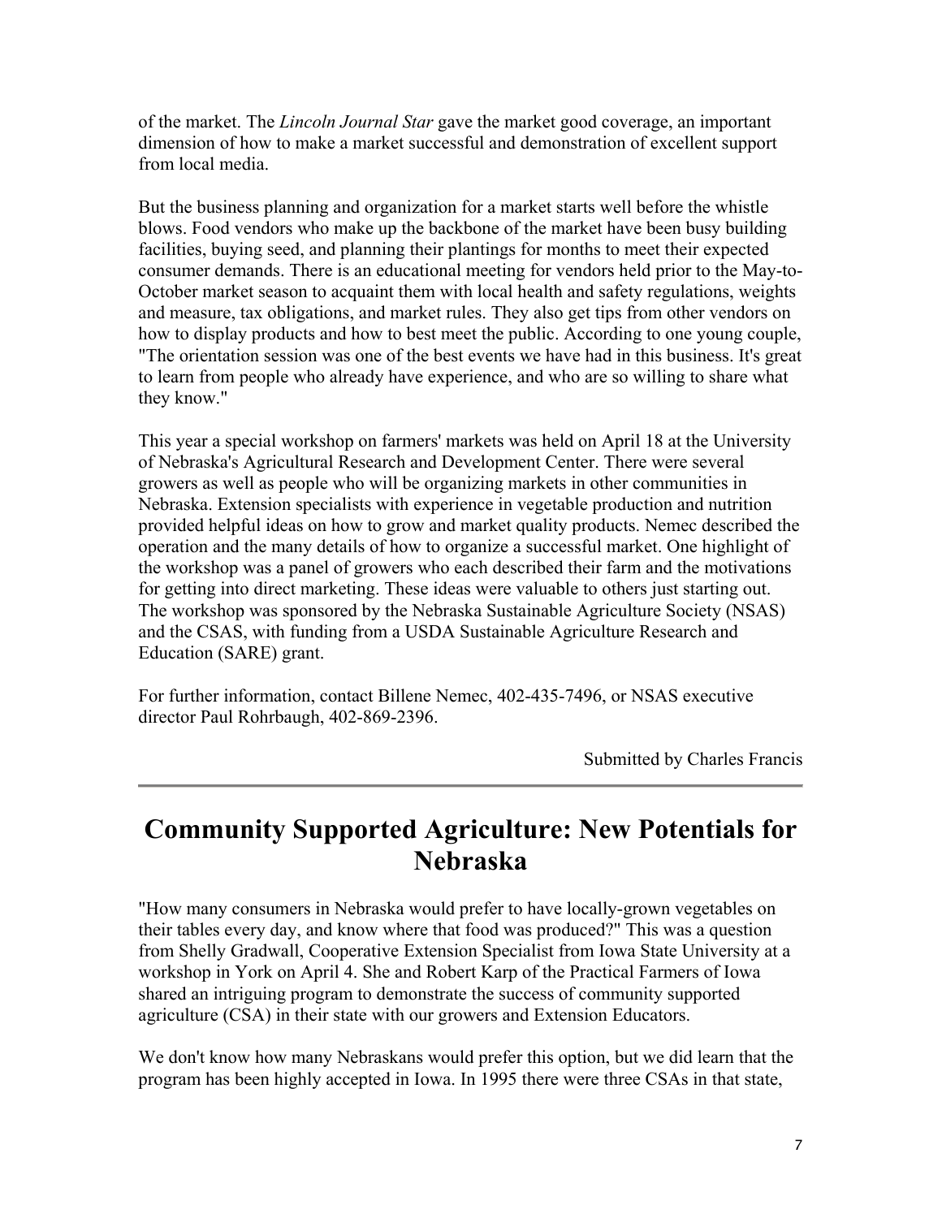of the market. The *Lincoln Journal Star* gave the market good coverage, an important dimension of how to make a market successful and demonstration of excellent support from local media.

But the business planning and organization for a market starts well before the whistle blows. Food vendors who make up the backbone of the market have been busy building facilities, buying seed, and planning their plantings for months to meet their expected consumer demands. There is an educational meeting for vendors held prior to the May-to-October market season to acquaint them with local health and safety regulations, weights and measure, tax obligations, and market rules. They also get tips from other vendors on how to display products and how to best meet the public. According to one young couple, "The orientation session was one of the best events we have had in this business. It's great to learn from people who already have experience, and who are so willing to share what they know."

This year a special workshop on farmers' markets was held on April 18 at the University of Nebraska's Agricultural Research and Development Center. There were several growers as well as people who will be organizing markets in other communities in Nebraska. Extension specialists with experience in vegetable production and nutrition provided helpful ideas on how to grow and market quality products. Nemec described the operation and the many details of how to organize a successful market. One highlight of the workshop was a panel of growers who each described their farm and the motivations for getting into direct marketing. These ideas were valuable to others just starting out. The workshop was sponsored by the Nebraska Sustainable Agriculture Society (NSAS) and the CSAS, with funding from a USDA Sustainable Agriculture Research and Education (SARE) grant.

For further information, contact Billene Nemec, 402-435-7496, or NSAS executive director Paul Rohrbaugh, 402-869-2396.

Submitted by Charles Francis

---

# Community Supported Agriculture: New Potentials for Nebraska

"How many consumers in Nebraska would prefer to have locally-grown vegetables on their tables every day, and know where that food was produced?" This was a question from Shelly Gradwall, Cooperative Extension Specialist from Iowa State University at a workshop in York on April 4. She and Robert Karp of the Practical Farmers of Iowa shared an intriguing program to demonstrate the success of community supported agriculture (CSA) in their state with our growers and Extension Educators.

We don't know how many Nebraskans would prefer this option, but we did learn that the program has been highly accepted in Iowa. In 1995 there were three CSAs in that state,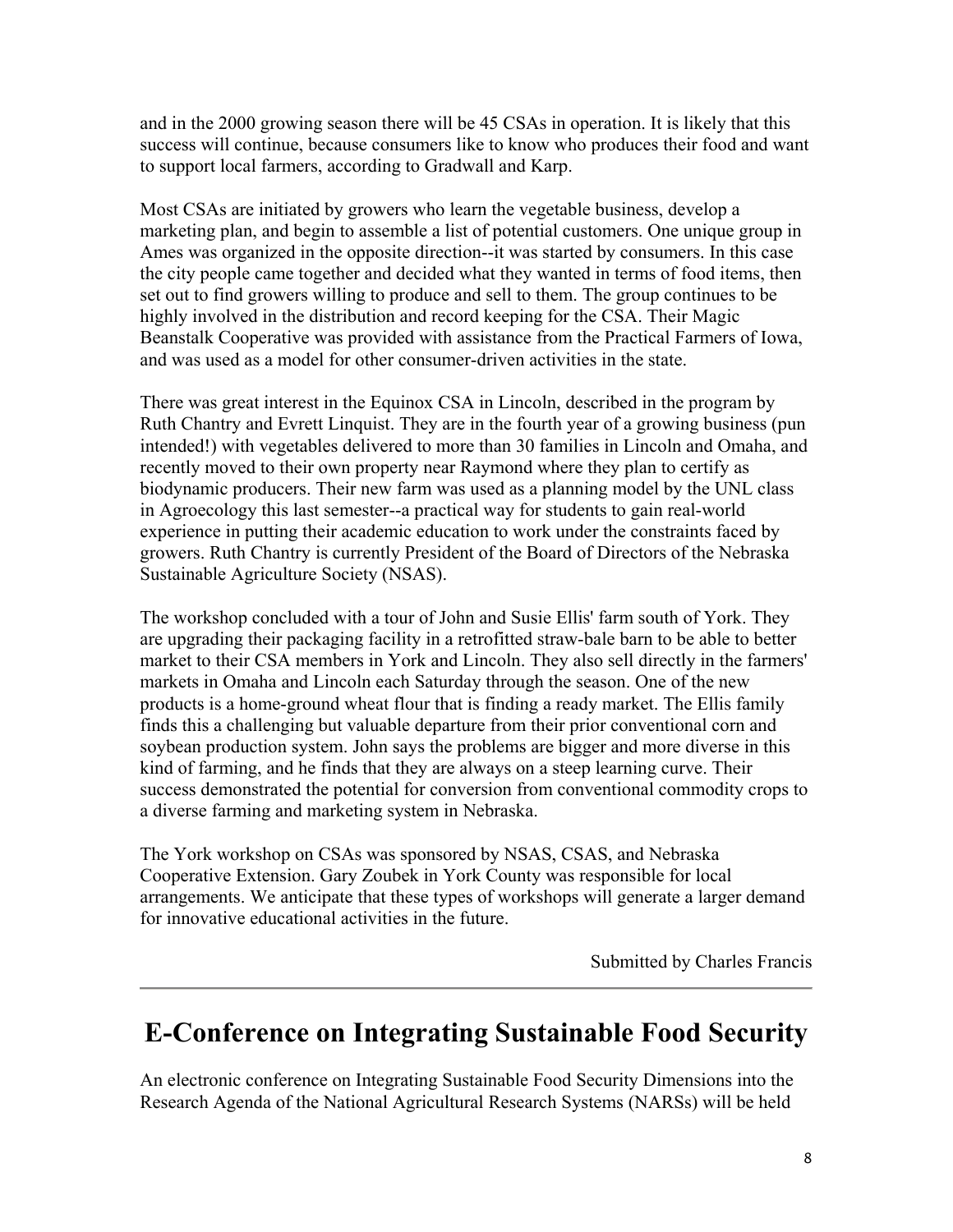and in the 2000 growing season there will be 45 CSAs in operation. It is likely that this success will continue, because consumers like to know who produces their food and want to support local farmers, according to Gradwall and Karp.

Most CSAs are initiated by growers who learn the vegetable business, develop a marketing plan, and begin to assemble a list of potential customers. One unique group in Ames was organized in the opposite direction--it was started by consumers. In this case the city people came together and decided what they wanted in terms of food items, then set out to find growers willing to produce and sell to them. The group continues to be highly involved in the distribution and record keeping for the CSA. Their Magic Beanstalk Cooperative was provided with assistance from the Practical Farmers of Iowa, and was used as a model for other consumer-driven activities in the state.

There was great interest in the Equinox CSA in Lincoln, described in the program by Ruth Chantry and Evrett Linquist. They are in the fourth year of a growing business (pun intended!) with vegetables delivered to more than 30 families in Lincoln and Omaha, and recently moved to their own property near Raymond where they plan to certify as biodynamic producers. Their new farm was used as a planning model by the UNL class in Agroecology this last semester--a practical way for students to gain real-world experience in putting their academic education to work under the constraints faced by growers. Ruth Chantry is currently President of the Board of Directors of the Nebraska Sustainable Agriculture Society (NSAS).

The workshop concluded with a tour of John and Susie Ellis' farm south of York. They are upgrading their packaging facility in a retrofitted straw-bale barn to be able to better market to their CSA members in York and Lincoln. They also sell directly in the farmers' markets in Omaha and Lincoln each Saturday through the season. One of the new products is a home-ground wheat flour that is finding a ready market. The Ellis family finds this a challenging but valuable departure from their prior conventional corn and soybean production system. John says the problems are bigger and more diverse in this kind of farming, and he finds that they are always on a steep learning curve. Their success demonstrated the potential for conversion from conventional commodity crops to a diverse farming and marketing system in Nebraska.

The York workshop on CSAs was sponsored by NSAS, CSAS, and Nebraska Cooperative Extension. Gary Zoubek in York County was responsible for local arrangements. We anticipate that these types of workshops will generate a larger demand for innovative educational activities in the future.

Submitted by Charles Francis

---

# E-Conference on Integrating Sustainable Food Security

An electronic conference on Integrating Sustainable Food Security Dimensions into the Research Agenda of the National Agricultural Research Systems (NARSs) will be held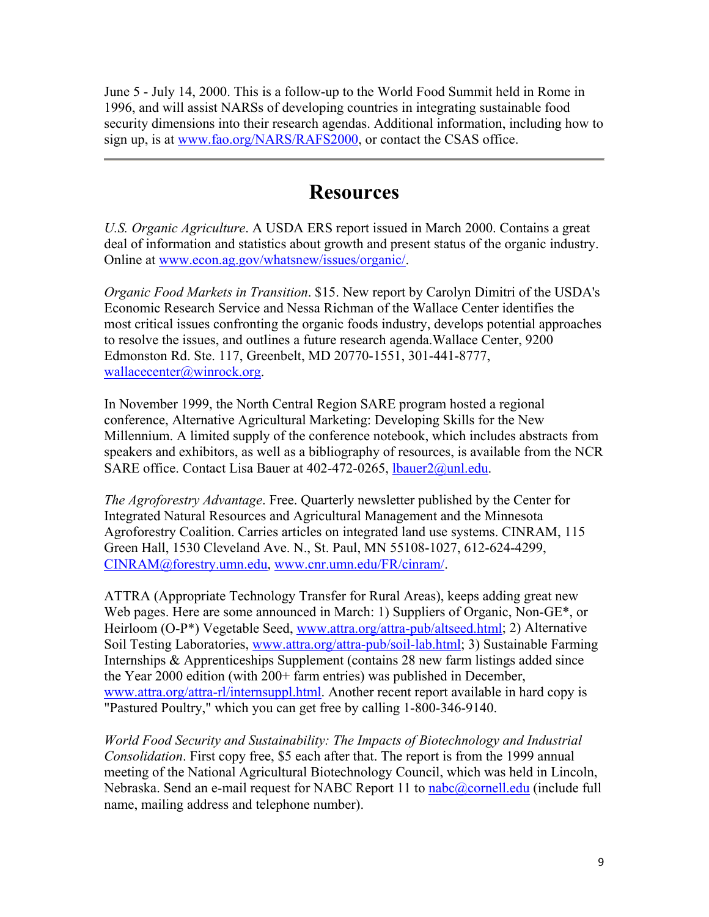June 5 - July 14, 2000. This is a follow-up to the World Food Summit held in Rome in 1996, and will assist NARSs of developing countries in integrating sustainable food security dimensions into their research agendas. Additional information, including how to sign up, is at www.fao.org/NARS/RAFS2000, or contact the CSAS office.

---

# Resources

*U.S. Organic Agriculture*. A USDA ERS report issued in March 2000. Contains a great deal of information and statistics about growth and present status of the organic industry. Online at www.econ.ag.gov/whatsnew/issues/organic/.

*Organic Food Markets in Transition*. $15. New report by Carolyn Dimitri of the USDA's Economic Research Service and Nessa Richman of the Wallace Center identifies the most critical issues confronting the organic foods industry, develops potential approaches to resolve the issues, and outlines a future research agenda.Wallace Center, 9200 Edmonston Rd. Ste. 117, Greenbelt, MD 20770-1551, 301-441-8777, wallacecenter@winrock.org.

In November 1999, the North Central Region SARE program hosted a regional conference, Alternative Agricultural Marketing: Developing Skills for the New Millennium. A limited supply of the conference notebook, which includes abstracts from speakers and exhibitors, as well as a bibliography of resources, is available from the NCR SARE office. Contact Lisa Bauer at 402-472-0265, lbauer2@unl.edu.

*The Agroforestry Advantage*. Free. Quarterly newsletter published by the Center for Integrated Natural Resources and Agricultural Management and the Minnesota Agroforestry Coalition. Carries articles on integrated land use systems. CINRAM, 115 Green Hall, 1530 Cleveland Ave. N., St. Paul, MN 55108-1027, 612-624-4299, CINRAM@forestry.umn.edu, www.cnr.umn.edu/FR/cinram/.

ATTRA (Appropriate Technology Transfer for Rural Areas), keeps adding great new Web pages. Here are some announced in March: 1) Suppliers of Organic, Non-GE*, or Heirloom (O-P*) Vegetable Seed, www.attra.org/attra-pub/altseed.html; 2) Alternative Soil Testing Laboratories, www.attra.org/attra-pub/soil-lab.html; 3) Sustainable Farming Internships & Apprenticeships Supplement (contains 28 new farm listings added since the Year 2000 edition (with 200+ farm entries) was published in December, www.attra.org/attra-rl/internsuppl.html. Another recent report available in hard copy is "Pastured Poultry," which you can get free by calling 1-800-346-9140.

*World Food Security and Sustainability: The Impacts of Biotechnology and Industrial Consolidation*. First copy free, $5 each after that. The report is from the 1999 annual meeting of the National Agricultural Biotechnology Council, which was held in Lincoln, Nebraska. Send an e-mail request for NABC Report 11 to nabc@cornell.edu (include full name, mailing address and telephone number).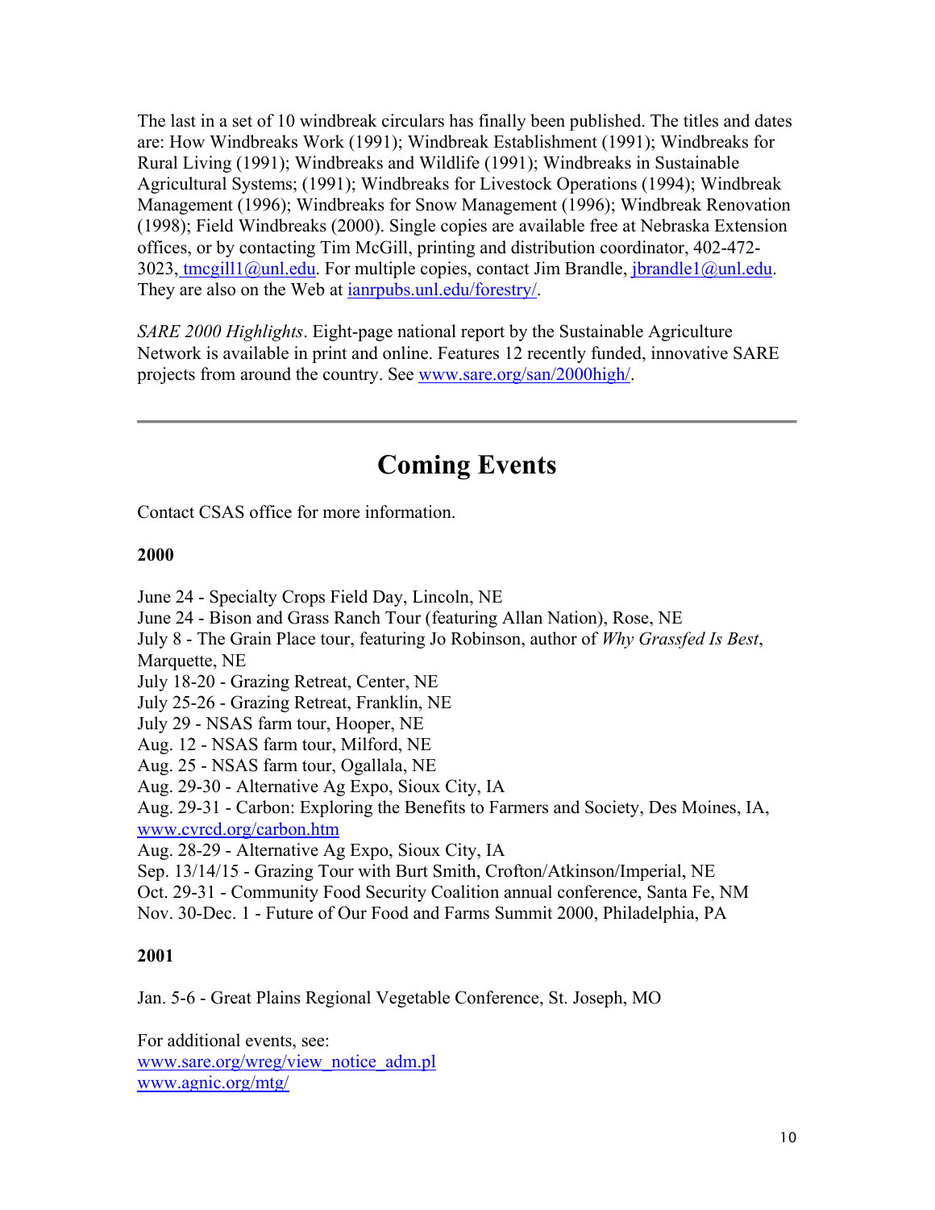The last in a set of 10 windbreak circulars has finally been published. The titles and dates are: How Windbreaks Work (1991); Windbreak Establishment (1991); Windbreaks for Rural Living (1991); Windbreaks and Wildlife (1991); Windbreaks in Sustainable Agricultural Systems; (1991); Windbreaks for Livestock Operations (1994); Windbreak Management (1996); Windbreaks for Snow Management (1996); Windbreak Renovation (1998); Field Windbreaks (2000). Single copies are available free at Nebraska Extension offices, or by contacting Tim McGill, printing and distribution coordinator, 402-472-3023, tmcgill1@unl.edu. For multiple copies, contact Jim Brandle, jbrandle1@unl.edu. They are also on the Web at ianrpubs.unl.edu/forestry/.

*SARE 2000 Highlights*. Eight-page national report by the Sustainable Agriculture Network is available in print and online. Features 12 recently funded, innovative SARE projects from around the country. See www.sare.org/san/2000high/.

---

# Coming Events

Contact CSAS office for more information.

**2000**

June 24 - Specialty Crops Field Day, Lincoln, NE
June 24 - Bison and Grass Ranch Tour (featuring Allan Nation), Rose, NE
July 8 - The Grain Place tour, featuring Jo Robinson, author of *Why Grassfed Is Best*, Marquette, NE
July 18-20 - Grazing Retreat, Center, NE
July 25-26 - Grazing Retreat, Franklin, NE
July 29 - NSAS farm tour, Hooper, NE
Aug. 12 - NSAS farm tour, Milford, NE
Aug. 25 - NSAS farm tour, Ogallala, NE
Aug. 29-30 - Alternative Ag Expo, Sioux City, IA
Aug. 29-31 - Carbon: Exploring the Benefits to Farmers and Society, Des Moines, IA, www.cvrcd.org/carbon.htm
Aug. 28-29 - Alternative Ag Expo, Sioux City, IA
Sep. 13/14/15 - Grazing Tour with Burt Smith, Crofton/Atkinson/Imperial, NE
Oct. 29-31 - Community Food Security Coalition annual conference, Santa Fe, NM
Nov. 30-Dec. 1 - Future of Our Food and Farms Summit 2000, Philadelphia, PA

**2001**

Jan. 5-6 - Great Plains Regional Vegetable Conference, St. Joseph, MO

For additional events, see:
www.sare.org/wreg/view_notice_adm.pl
www.agnic.org/mtg/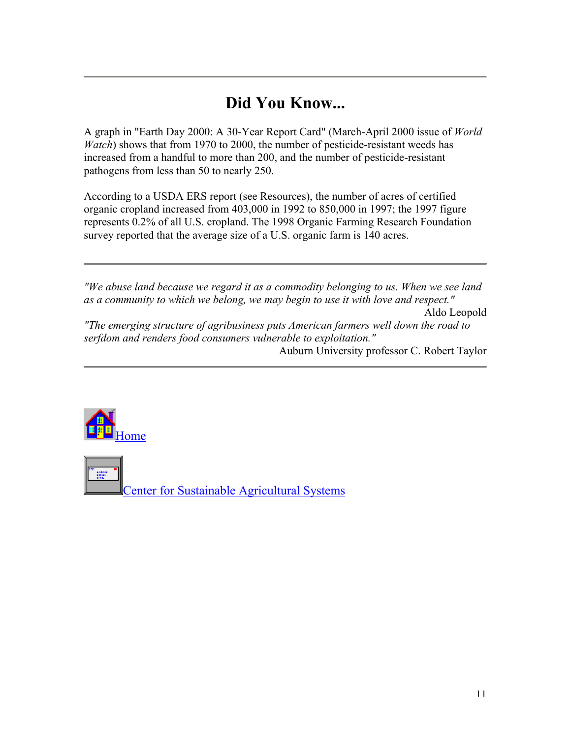---

## Did You Know...

A graph in "Earth Day 2000: A 30-Year Report Card" (March-April 2000 issue of *World Watch*) shows that from 1970 to 2000, the number of pesticide-resistant weeds has increased from a handful to more than 200, and the number of pesticide-resistant pathogens from less than 50 to nearly 250.

According to a USDA ERS report (see Resources), the number of acres of certified organic cropland increased from 403,000 in 1992 to 850,000 in 1997; the 1997 figure represents 0.2% of all U.S. cropland. The 1998 Organic Farming Research Foundation survey reported that the average size of a U.S. organic farm is 140 acres.

---

*"We abuse land because we regard it as a commodity belonging to us. When we see land as a community to which we belong, we may begin to use it with love and respect."*

Aldo Leopold

*"The emerging structure of agribusiness puts American farmers well down the road to serfdom and renders food consumers vulnerable to exploitation."*

Auburn University professor C. Robert Taylor

---

Home

Center for Sustainable Agricultural Systems